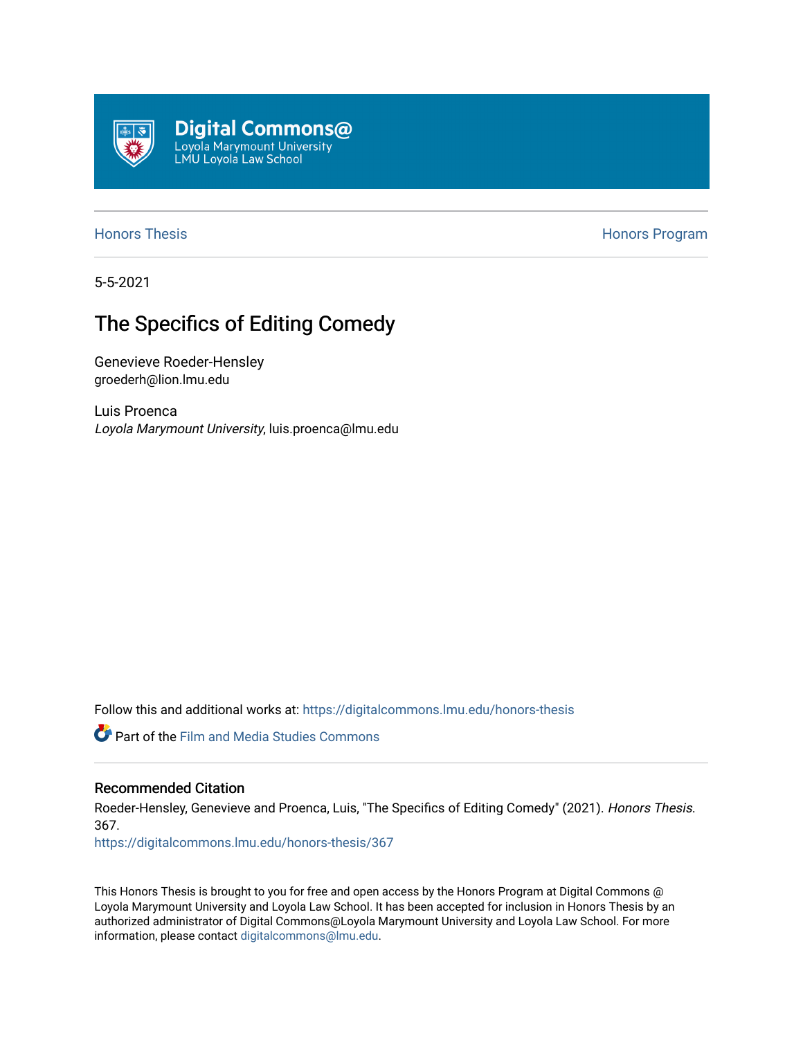Digital Commons@
Loyola Marymount University
LMU Loyola Law School

Honors Thesis | Honors Program

5-5-2021

# The Specifics of Editing Comedy

Genevieve Roeder-Hensley
groederh@lion.lmu.edu

Luis Proenca
*Loyola Marymount University*, luis.proenca@lmu.edu

Follow this and additional works at: https://digitalcommons.lmu.edu/honors-thesis

Part of the Film and Media Studies Commons

## Recommended Citation

Roeder-Hensley, Genevieve and Proenca, Luis, "The Specifics of Editing Comedy" (2021). *Honors Thesis*. 367.
https://digitalcommons.lmu.edu/honors-thesis/367

This Honors Thesis is brought to you for free and open access by the Honors Program at Digital Commons @ Loyola Marymount University and Loyola Law School. It has been accepted for inclusion in Honors Thesis by an authorized administrator of Digital Commons@Loyola Marymount University and Loyola Law School. For more information, please contact digitalcommons@lmu.edu.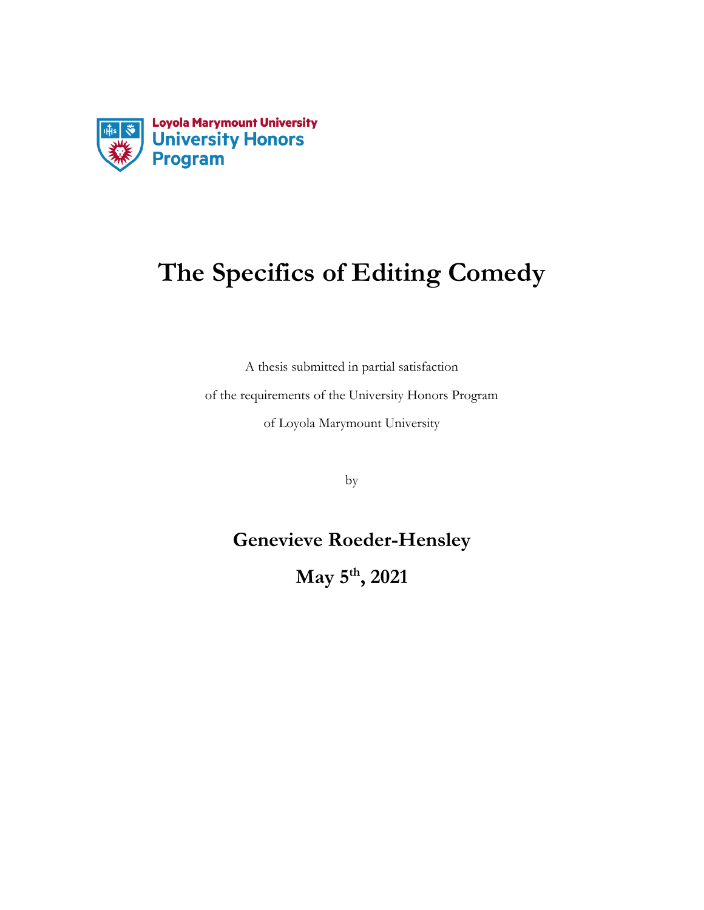Loyola Marymount University
University Honors Program

# The Specifics of Editing Comedy

A thesis submitted in partial satisfaction

of the requirements of the University Honors Program

of Loyola Marymount University

by

**Genevieve Roeder-Hensley**

**May 5th, 2021**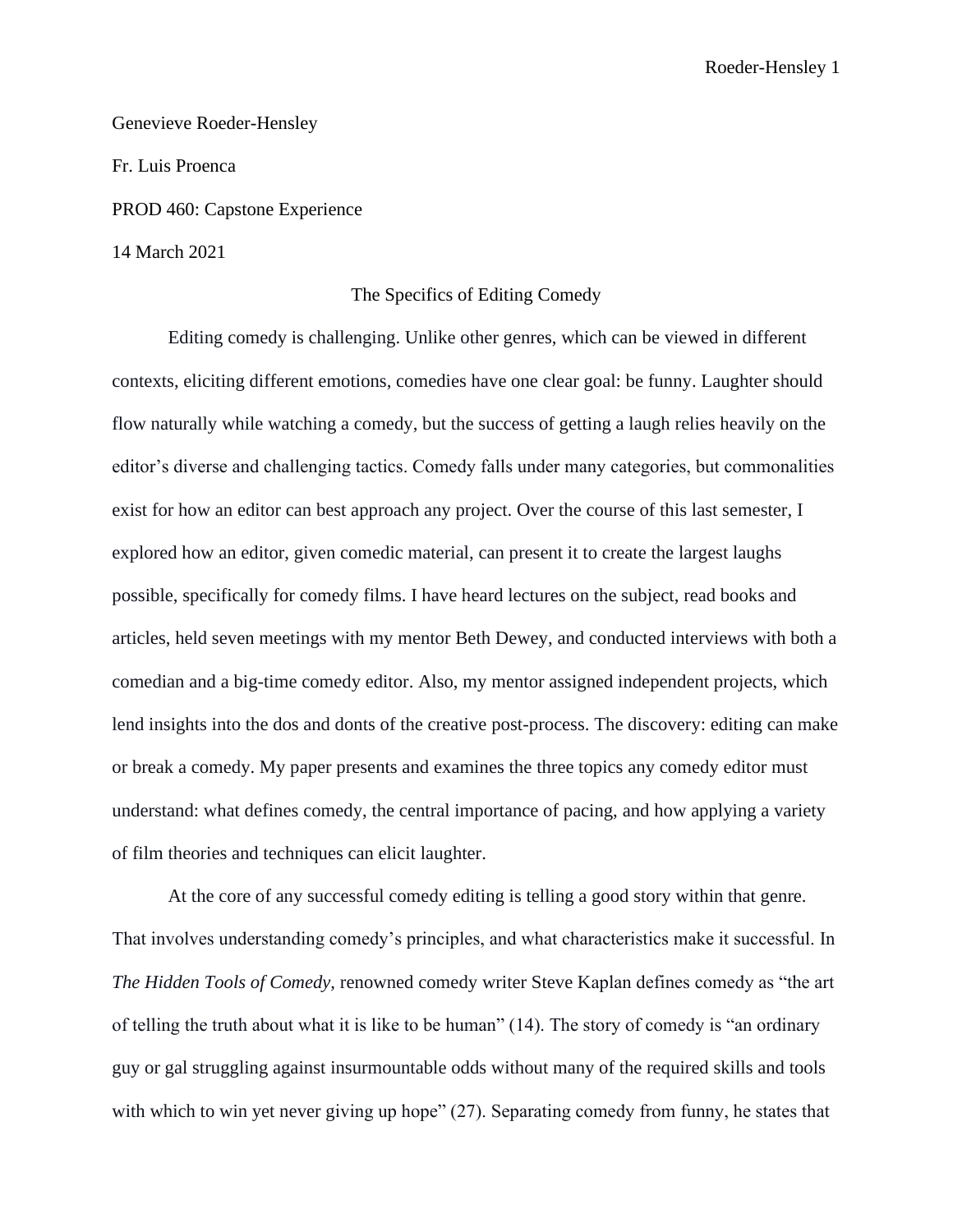Genevieve Roeder-Hensley

Fr. Luis Proenca

PROD 460: Capstone Experience

14 March 2021

The Specifics of Editing Comedy

Editing comedy is challenging. Unlike other genres, which can be viewed in different contexts, eliciting different emotions, comedies have one clear goal: be funny. Laughter should flow naturally while watching a comedy, but the success of getting a laugh relies heavily on the editor's diverse and challenging tactics. Comedy falls under many categories, but commonalities exist for how an editor can best approach any project. Over the course of this last semester, I explored how an editor, given comedic material, can present it to create the largest laughs possible, specifically for comedy films. I have heard lectures on the subject, read books and articles, held seven meetings with my mentor Beth Dewey, and conducted interviews with both a comedian and a big-time comedy editor. Also, my mentor assigned independent projects, which lend insights into the dos and donts of the creative post-process. The discovery: editing can make or break a comedy. My paper presents and examines the three topics any comedy editor must understand: what defines comedy, the central importance of pacing, and how applying a variety of film theories and techniques can elicit laughter.

At the core of any successful comedy editing is telling a good story within that genre. That involves understanding comedy's principles, and what characteristics make it successful. In *The Hidden Tools of Comedy,* renowned comedy writer Steve Kaplan defines comedy as "the art of telling the truth about what it is like to be human" (14). The story of comedy is "an ordinary guy or gal struggling against insurmountable odds without many of the required skills and tools with which to win yet never giving up hope" (27). Separating comedy from funny, he states that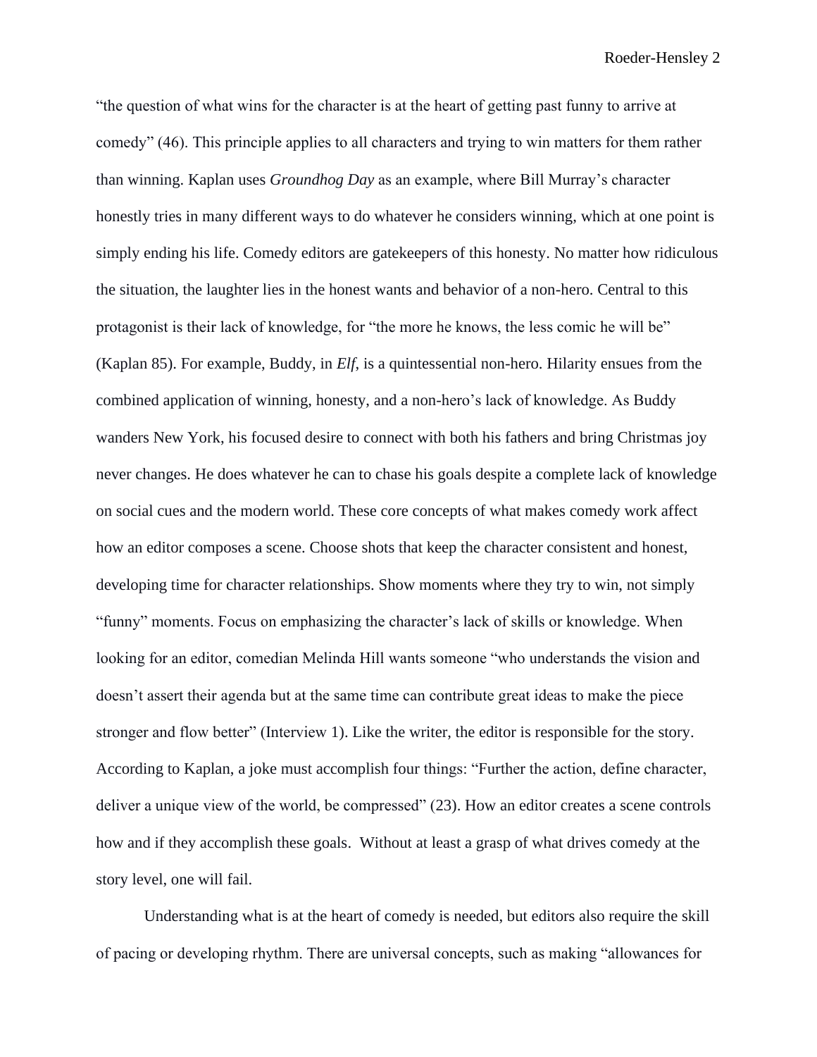"the question of what wins for the character is at the heart of getting past funny to arrive at comedy" (46). This principle applies to all characters and trying to win matters for them rather than winning. Kaplan uses *Groundhog Day* as an example, where Bill Murray's character honestly tries in many different ways to do whatever he considers winning, which at one point is simply ending his life. Comedy editors are gatekeepers of this honesty. No matter how ridiculous the situation, the laughter lies in the honest wants and behavior of a non-hero. Central to this protagonist is their lack of knowledge, for "the more he knows, the less comic he will be" (Kaplan 85). For example, Buddy, in *Elf*, is a quintessential non-hero. Hilarity ensues from the combined application of winning, honesty, and a non-hero's lack of knowledge. As Buddy wanders New York, his focused desire to connect with both his fathers and bring Christmas joy never changes. He does whatever he can to chase his goals despite a complete lack of knowledge on social cues and the modern world. These core concepts of what makes comedy work affect how an editor composes a scene. Choose shots that keep the character consistent and honest, developing time for character relationships. Show moments where they try to win, not simply "funny" moments. Focus on emphasizing the character's lack of skills or knowledge. When looking for an editor, comedian Melinda Hill wants someone "who understands the vision and doesn't assert their agenda but at the same time can contribute great ideas to make the piece stronger and flow better" (Interview 1). Like the writer, the editor is responsible for the story. According to Kaplan, a joke must accomplish four things: "Further the action, define character, deliver a unique view of the world, be compressed" (23). How an editor creates a scene controls how and if they accomplish these goals. Without at least a grasp of what drives comedy at the story level, one will fail.

Understanding what is at the heart of comedy is needed, but editors also require the skill of pacing or developing rhythm. There are universal concepts, such as making "allowances for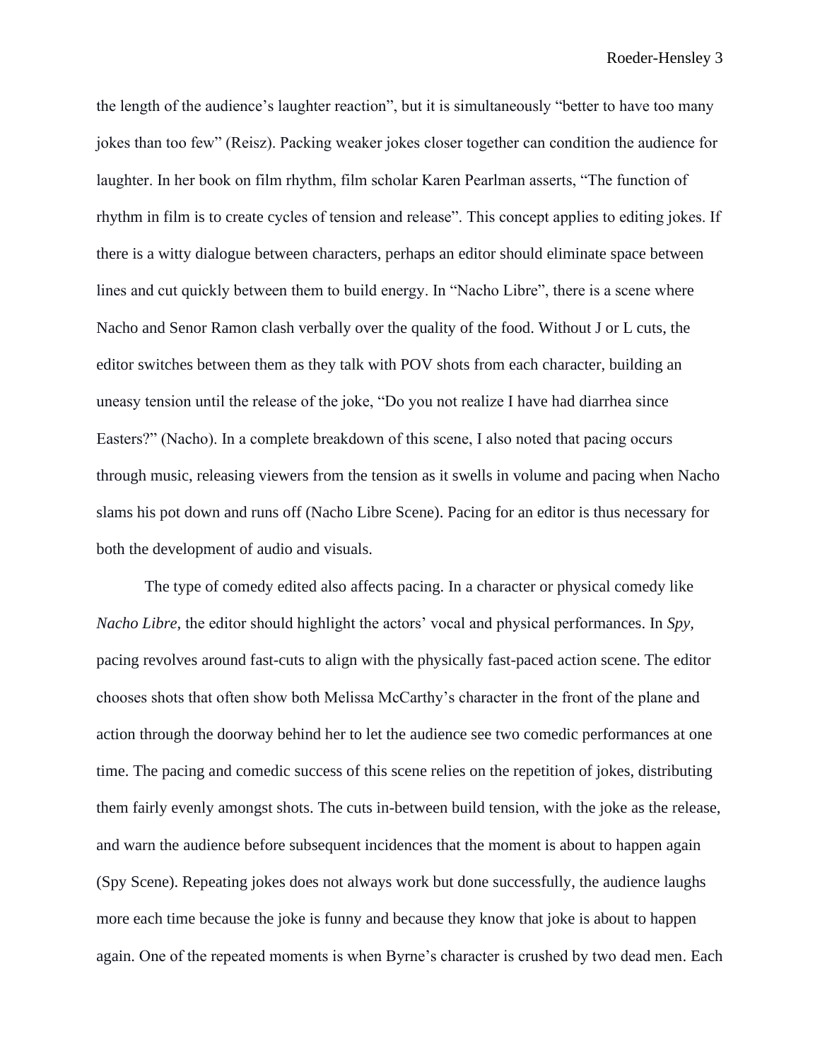the length of the audience's laughter reaction", but it is simultaneously "better to have too many jokes than too few" (Reisz). Packing weaker jokes closer together can condition the audience for laughter. In her book on film rhythm, film scholar Karen Pearlman asserts, "The function of rhythm in film is to create cycles of tension and release". This concept applies to editing jokes. If there is a witty dialogue between characters, perhaps an editor should eliminate space between lines and cut quickly between them to build energy. In "Nacho Libre", there is a scene where Nacho and Senor Ramon clash verbally over the quality of the food. Without J or L cuts, the editor switches between them as they talk with POV shots from each character, building an uneasy tension until the release of the joke, "Do you not realize I have had diarrhea since Easters?" (Nacho). In a complete breakdown of this scene, I also noted that pacing occurs through music, releasing viewers from the tension as it swells in volume and pacing when Nacho slams his pot down and runs off (Nacho Libre Scene). Pacing for an editor is thus necessary for both the development of audio and visuals.

The type of comedy edited also affects pacing. In a character or physical comedy like *Nacho Libre*, the editor should highlight the actors' vocal and physical performances. In *Spy*, pacing revolves around fast-cuts to align with the physically fast-paced action scene. The editor chooses shots that often show both Melissa McCarthy's character in the front of the plane and action through the doorway behind her to let the audience see two comedic performances at one time. The pacing and comedic success of this scene relies on the repetition of jokes, distributing them fairly evenly amongst shots. The cuts in-between build tension, with the joke as the release, and warn the audience before subsequent incidences that the moment is about to happen again (Spy Scene). Repeating jokes does not always work but done successfully, the audience laughs more each time because the joke is funny and because they know that joke is about to happen again. One of the repeated moments is when Byrne's character is crushed by two dead men. Each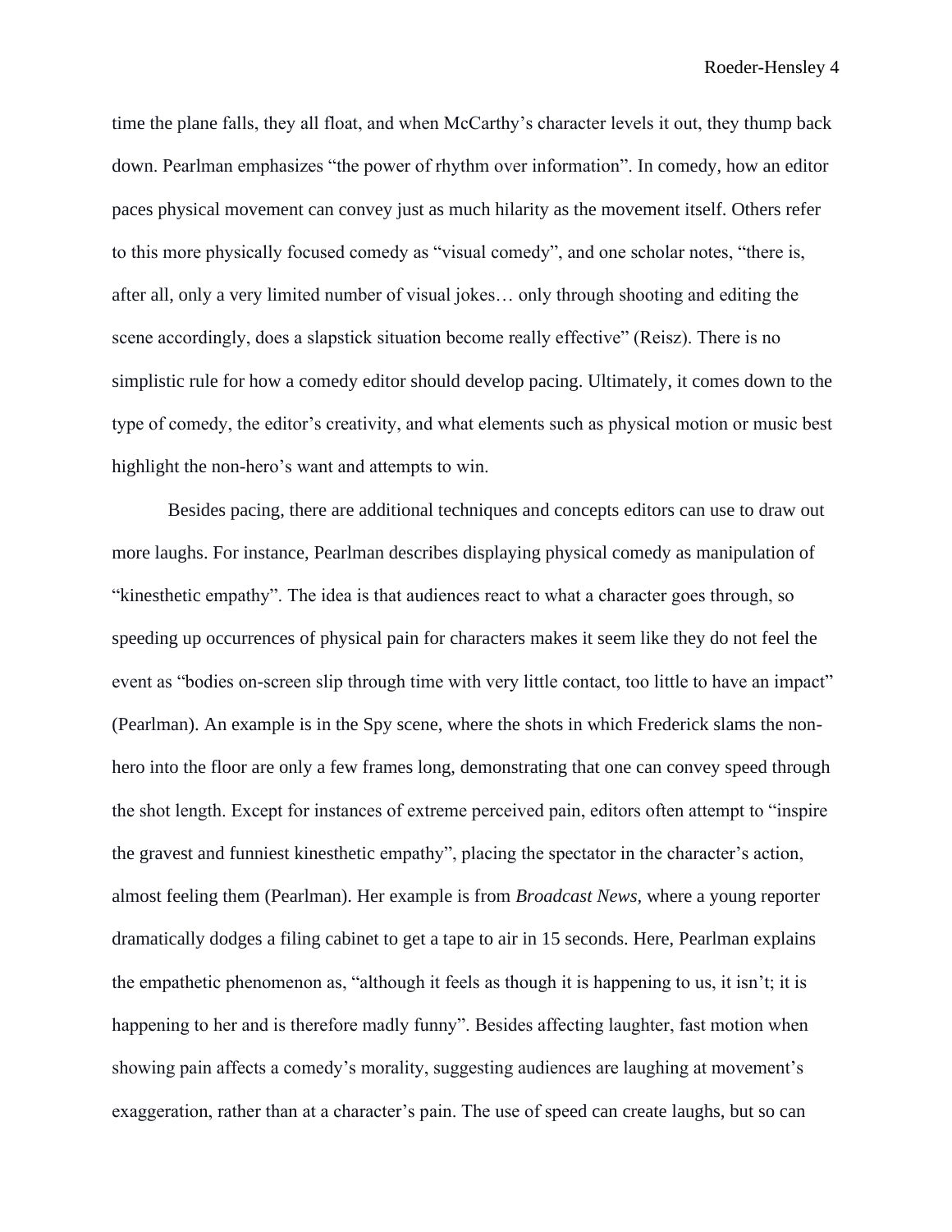time the plane falls, they all float, and when McCarthy's character levels it out, they thump back down. Pearlman emphasizes "the power of rhythm over information". In comedy, how an editor paces physical movement can convey just as much hilarity as the movement itself. Others refer to this more physically focused comedy as "visual comedy", and one scholar notes, "there is, after all, only a very limited number of visual jokes… only through shooting and editing the scene accordingly, does a slapstick situation become really effective" (Reisz). There is no simplistic rule for how a comedy editor should develop pacing. Ultimately, it comes down to the type of comedy, the editor's creativity, and what elements such as physical motion or music best highlight the non-hero's want and attempts to win.

Besides pacing, there are additional techniques and concepts editors can use to draw out more laughs. For instance, Pearlman describes displaying physical comedy as manipulation of "kinesthetic empathy". The idea is that audiences react to what a character goes through, so speeding up occurrences of physical pain for characters makes it seem like they do not feel the event as "bodies on-screen slip through time with very little contact, too little to have an impact" (Pearlman). An example is in the Spy scene, where the shots in which Frederick slams the non-hero into the floor are only a few frames long, demonstrating that one can convey speed through the shot length. Except for instances of extreme perceived pain, editors often attempt to "inspire the gravest and funniest kinesthetic empathy", placing the spectator in the character's action, almost feeling them (Pearlman). Her example is from *Broadcast News,* where a young reporter dramatically dodges a filing cabinet to get a tape to air in 15 seconds. Here, Pearlman explains the empathetic phenomenon as, "although it feels as though it is happening to us, it isn't; it is happening to her and is therefore madly funny". Besides affecting laughter, fast motion when showing pain affects a comedy's morality, suggesting audiences are laughing at movement's exaggeration, rather than at a character's pain. The use of speed can create laughs, but so can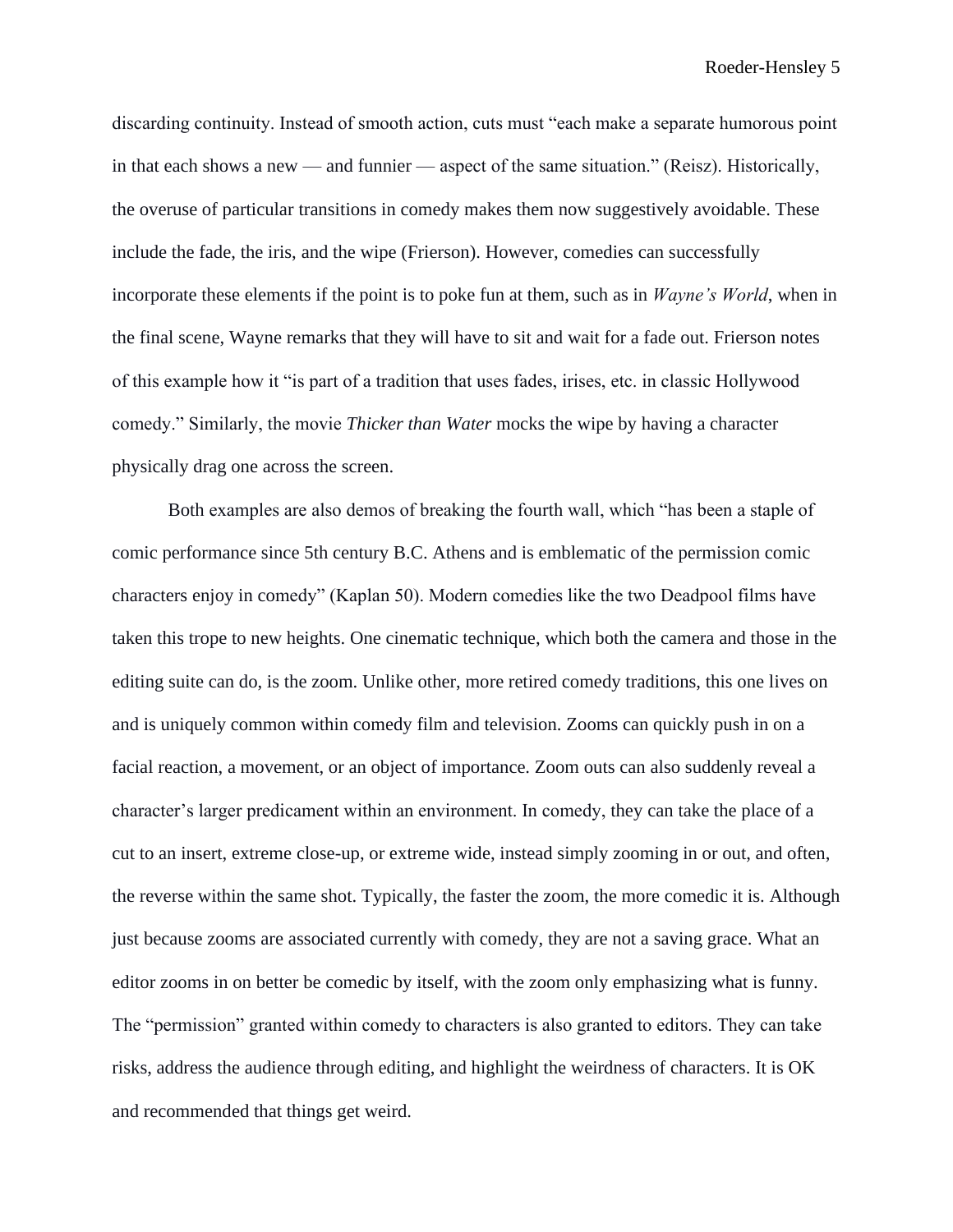discarding continuity. Instead of smooth action, cuts must “each make a separate humorous point in that each shows a new — and funnier — aspect of the same situation.” (Reisz). Historically, the overuse of particular transitions in comedy makes them now suggestively avoidable. These include the fade, the iris, and the wipe (Frierson). However, comedies can successfully incorporate these elements if the point is to poke fun at them, such as in *Wayne’s World*, when in the final scene, Wayne remarks that they will have to sit and wait for a fade out. Frierson notes of this example how it “is part of a tradition that uses fades, irises, etc. in classic Hollywood comedy.” Similarly, the movie *Thicker than Water* mocks the wipe by having a character physically drag one across the screen.

Both examples are also demos of breaking the fourth wall, which “has been a staple of comic performance since 5th century B.C. Athens and is emblematic of the permission comic characters enjoy in comedy” (Kaplan 50). Modern comedies like the two Deadpool films have taken this trope to new heights. One cinematic technique, which both the camera and those in the editing suite can do, is the zoom. Unlike other, more retired comedy traditions, this one lives on and is uniquely common within comedy film and television. Zooms can quickly push in on a facial reaction, a movement, or an object of importance. Zoom outs can also suddenly reveal a character’s larger predicament within an environment. In comedy, they can take the place of a cut to an insert, extreme close-up, or extreme wide, instead simply zooming in or out, and often, the reverse within the same shot. Typically, the faster the zoom, the more comedic it is. Although just because zooms are associated currently with comedy, they are not a saving grace. What an editor zooms in on better be comedic by itself, with the zoom only emphasizing what is funny. The “permission” granted within comedy to characters is also granted to editors. They can take risks, address the audience through editing, and highlight the weirdness of characters. It is OK and recommended that things get weird.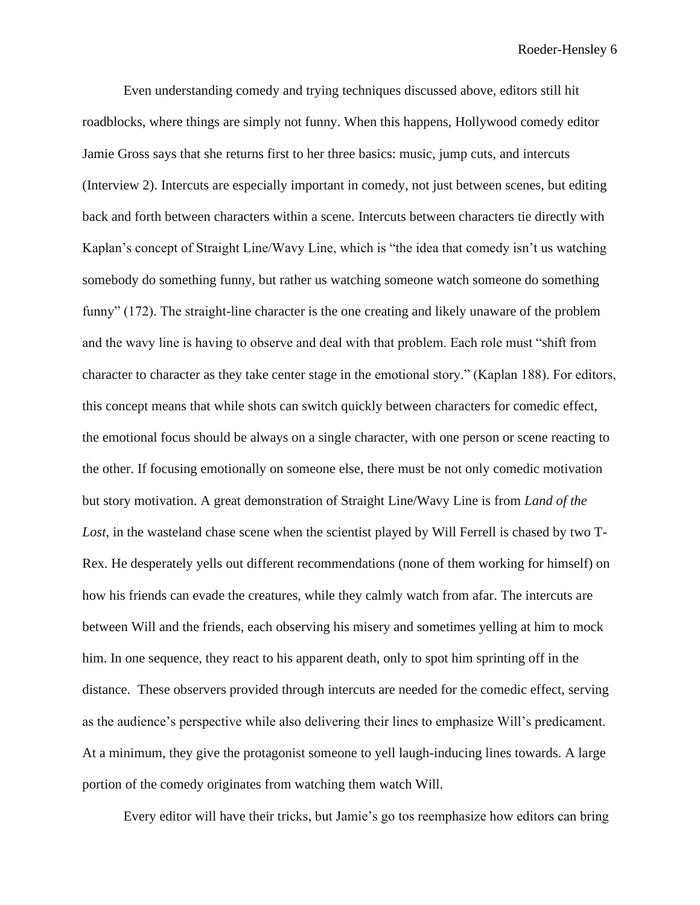Even understanding comedy and trying techniques discussed above, editors still hit roadblocks, where things are simply not funny. When this happens, Hollywood comedy editor Jamie Gross says that she returns first to her three basics: music, jump cuts, and intercuts (Interview 2). Intercuts are especially important in comedy, not just between scenes, but editing back and forth between characters within a scene. Intercuts between characters tie directly with Kaplan's concept of Straight Line/Wavy Line, which is "the idea that comedy isn't us watching somebody do something funny, but rather us watching someone watch someone do something funny" (172). The straight-line character is the one creating and likely unaware of the problem and the wavy line is having to observe and deal with that problem. Each role must "shift from character to character as they take center stage in the emotional story." (Kaplan 188). For editors, this concept means that while shots can switch quickly between characters for comedic effect, the emotional focus should be always on a single character, with one person or scene reacting to the other. If focusing emotionally on someone else, there must be not only comedic motivation but story motivation. A great demonstration of Straight Line/Wavy Line is from *Land of the Lost*, in the wasteland chase scene when the scientist played by Will Ferrell is chased by two T-Rex. He desperately yells out different recommendations (none of them working for himself) on how his friends can evade the creatures, while they calmly watch from afar. The intercuts are between Will and the friends, each observing his misery and sometimes yelling at him to mock him. In one sequence, they react to his apparent death, only to spot him sprinting off in the distance. These observers provided through intercuts are needed for the comedic effect, serving as the audience's perspective while also delivering their lines to emphasize Will's predicament. At a minimum, they give the protagonist someone to yell laugh-inducing lines towards. A large portion of the comedy originates from watching them watch Will.

Every editor will have their tricks, but Jamie's go tos reemphasize how editors can bring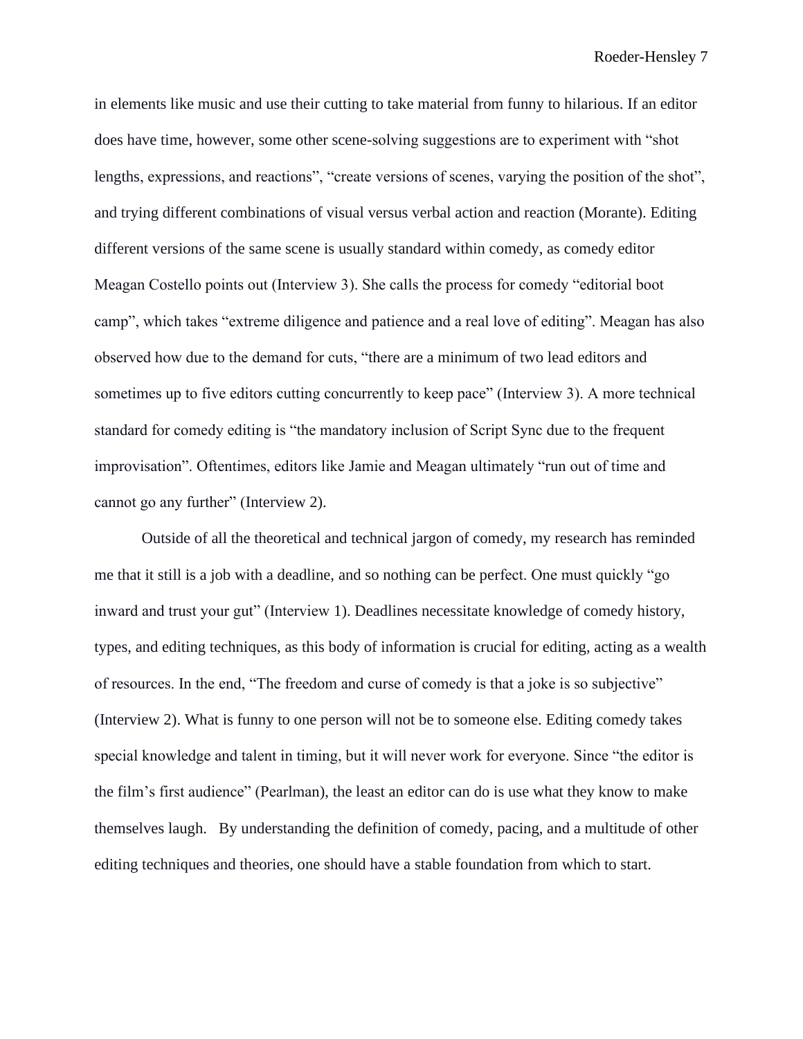in elements like music and use their cutting to take material from funny to hilarious. If an editor does have time, however, some other scene-solving suggestions are to experiment with "shot lengths, expressions, and reactions", "create versions of scenes, varying the position of the shot", and trying different combinations of visual versus verbal action and reaction (Morante). Editing different versions of the same scene is usually standard within comedy, as comedy editor Meagan Costello points out (Interview 3). She calls the process for comedy "editorial boot camp", which takes "extreme diligence and patience and a real love of editing". Meagan has also observed how due to the demand for cuts, "there are a minimum of two lead editors and sometimes up to five editors cutting concurrently to keep pace" (Interview 3). A more technical standard for comedy editing is "the mandatory inclusion of Script Sync due to the frequent improvisation". Oftentimes, editors like Jamie and Meagan ultimately "run out of time and cannot go any further" (Interview 2).

Outside of all the theoretical and technical jargon of comedy, my research has reminded me that it still is a job with a deadline, and so nothing can be perfect. One must quickly "go inward and trust your gut" (Interview 1). Deadlines necessitate knowledge of comedy history, types, and editing techniques, as this body of information is crucial for editing, acting as a wealth of resources. In the end, "The freedom and curse of comedy is that a joke is so subjective" (Interview 2). What is funny to one person will not be to someone else. Editing comedy takes special knowledge and talent in timing, but it will never work for everyone. Since "the editor is the film's first audience" (Pearlman), the least an editor can do is use what they know to make themselves laugh. By understanding the definition of comedy, pacing, and a multitude of other editing techniques and theories, one should have a stable foundation from which to start.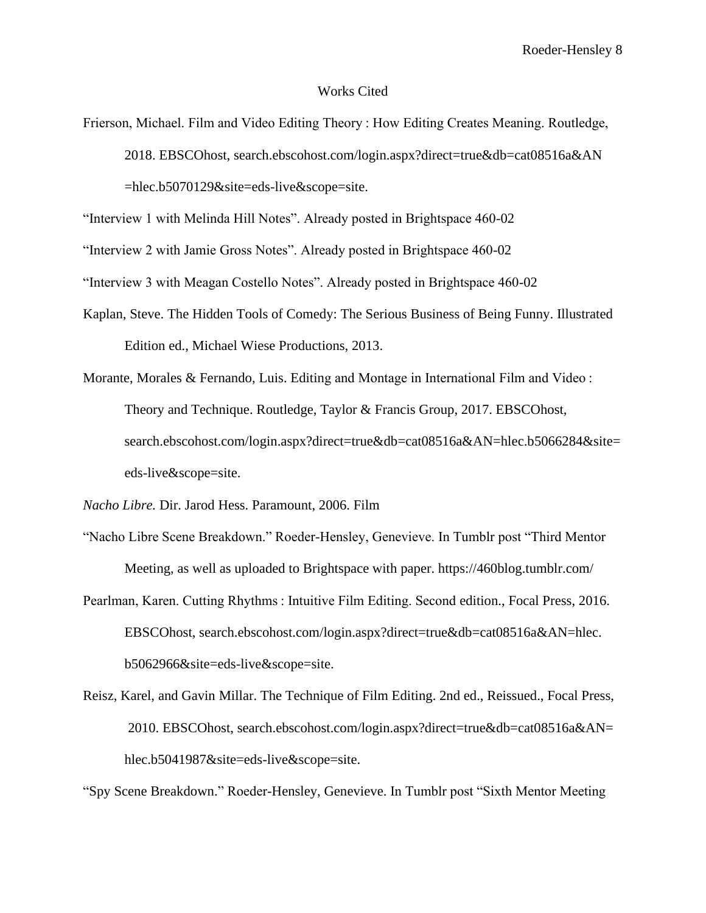# Works Cited

Frierson, Michael. Film and Video Editing Theory : How Editing Creates Meaning. Routledge, 2018. EBSCOhost, search.ebscohost.com/login.aspx?direct=true&db=cat08516a&AN=hlec.b5070129&site=eds-live&scope=site.

"Interview 1 with Melinda Hill Notes". Already posted in Brightspace 460-02

"Interview 2 with Jamie Gross Notes". Already posted in Brightspace 460-02

"Interview 3 with Meagan Costello Notes". Already posted in Brightspace 460-02

Kaplan, Steve. The Hidden Tools of Comedy: The Serious Business of Being Funny. Illustrated Edition ed., Michael Wiese Productions, 2013.

Morante, Morales & Fernando, Luis. Editing and Montage in International Film and Video : Theory and Technique. Routledge, Taylor & Francis Group, 2017. EBSCOhost, search.ebscohost.com/login.aspx?direct=true&db=cat08516a&AN=hlec.b5066284&site=eds-live&scope=site.

*Nacho Libre.* Dir. Jarod Hess. Paramount, 2006. Film

"Nacho Libre Scene Breakdown." Roeder-Hensley, Genevieve. In Tumblr post "Third Mentor Meeting, as well as uploaded to Brightspace with paper. https://460blog.tumblr.com/

Pearlman, Karen. Cutting Rhythms : Intuitive Film Editing. Second edition., Focal Press, 2016. EBSCOhost, search.ebscohost.com/login.aspx?direct=true&db=cat08516a&AN=hlec.b5062966&site=eds-live&scope=site.

Reisz, Karel, and Gavin Millar. The Technique of Film Editing. 2nd ed., Reissued., Focal Press, 2010. EBSCOhost, search.ebscohost.com/login.aspx?direct=true&db=cat08516a&AN=hlec.b5041987&site=eds-live&scope=site.

"Spy Scene Breakdown." Roeder-Hensley, Genevieve. In Tumblr post "Sixth Mentor Meeting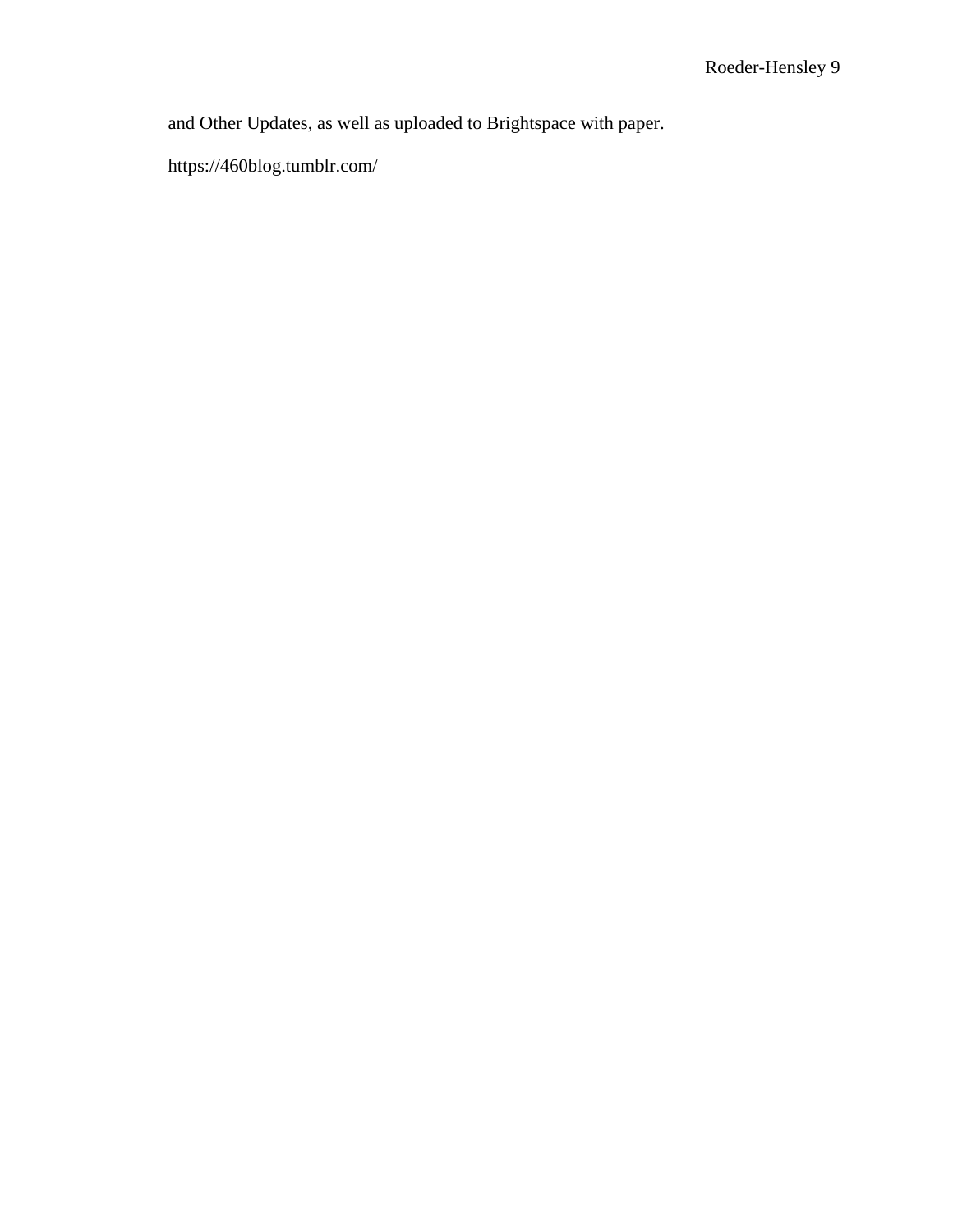and Other Updates, as well as uploaded to Brightspace with paper.

https://460blog.tumblr.com/